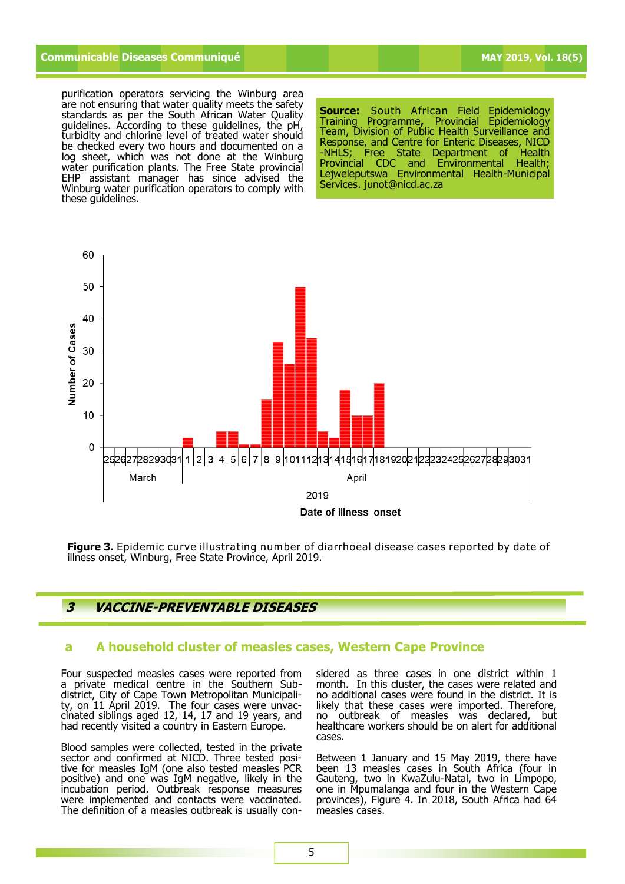purification operators servicing the Winburg area are not ensuring that water quality meets the safety standards as per the South African Water Quality guidelines. According to these guidelines, the pH, turbidity and chlorine level of treated water should be checked every two hours and documented on a log sheet, which was not done at the Winburg water purification plants. The Free State provincial EHP assistant manager has since advised the Winburg water purification operators to comply with these guidelines.

**Source:** South African Field Epidemiology Training Programme, Provincial Epidemiology Team, Division of Public Health Surveillance and Response, and Centre for Enteric Diseases, NICD-NHLS; Free State Department of Health Provincial CDC and Environmental Health; Lejweleputswa Environmental Health-Municipal Services. junot@nicd.ac.za

**Figure 3.** Epidemic curve illustrating number of diarrhoeal disease cases reported by date of illness onset, Winburg, Free State Province, April 2019.

## 3 VACCINE-PREVENTABLE DISEASES

### a A household cluster of measles cases, Western Cape Province

Four suspected measles cases were reported from a private medical centre in the Southern Sub-district, City of Cape Town Metropolitan Municipality, on 11 April 2019. The four cases were unvaccinated siblings aged 12, 14, 17 and 19 years, and had recently visited a country in Eastern Europe.

Blood samples were collected, tested in the private sector and confirmed at NICD. Three tested positive for measles IgM (one also tested measles PCR positive) and one was IgM negative, likely in the incubation period. Outbreak response measures were implemented and contacts were vaccinated. The definition of a measles outbreak is usually considered as three cases in one district within 1 month. In this cluster, the cases were related and no additional cases were found in the district. It is likely that these cases were imported. Therefore, no outbreak of measles was declared, but healthcare workers should be on alert for additional cases.

Between 1 January and 15 May 2019, there have been 13 measles cases in South Africa (four in Gauteng, two in KwaZulu-Natal, two in Limpopo, one in Mpumalanga and four in the Western Cape provinces), Figure 4. In 2018, South Africa had 64 measles cases.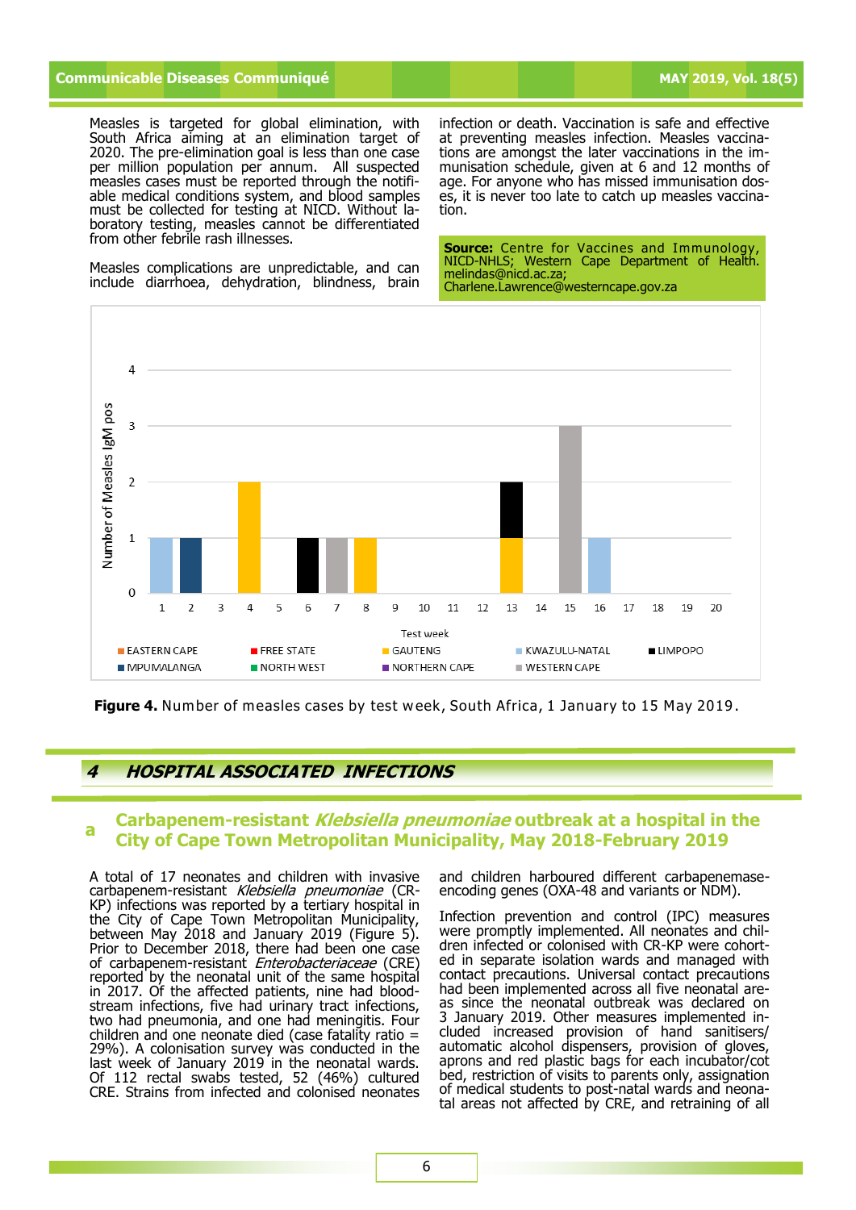Measles is targeted for global elimination, with South Africa aiming at an elimination target of 2020. The pre-elimination goal is less than one case per million population per annum. All suspected measles cases must be reported through the notifiable medical conditions system, and blood samples must be collected for testing at NICD. Without laboratory testing, measles cannot be differentiated from other febrile rash illnesses.

Measles complications are unpredictable, and can include diarrhoea, dehydration, blindness, brain infection or death. Vaccination is safe and effective at preventing measles infection. Measles vaccinations are amongst the later vaccinations in the immunisation schedule, given at 6 and 12 months of age. For anyone who has missed immunisation doses, it is never too late to catch up measles vaccination.

**Source:** Centre for Vaccines and Immunology, NICD-NHLS; Western Cape Department of Health. melindas@nicd.ac.za; Charlene.Lawrence@westerncape.gov.za

Number of Measles IgM pos

4
3
2
1
0

1 2 3 4 5 6 7 8 9 10 11 12 13 14 15 16 17 18 19 20

Test week

EASTERN CAPE, FREE STATE, GAUTENG, KWAZULU-NATAL, LIMPOPO, MPUMALANGA, NORTH WEST, NORTHERN CAPE, WESTERN CAPE

**Figure 4.** Number of measles cases by test week, South Africa, 1 January to 15 May 2019.

## 4 *HOSPITAL ASSOCIATED INFECTIONS*

### a Carbapenem-resistant *Klebsiella pneumoniae* outbreak at a hospital in the City of Cape Town Metropolitan Municipality, May 2018-February 2019

A total of 17 neonates and children with invasive carbapenem-resistant *Klebsiella pneumoniae* (CR-KP) infections was reported by a tertiary hospital in the City of Cape Town Metropolitan Municipality, between May 2018 and January 2019 (Figure 5). Prior to December 2018, there had been one case of carbapenem-resistant *Enterobacteriaceae* (CRE) reported by the neonatal unit of the same hospital in 2017. Of the affected patients, nine had bloodstream infections, five had urinary tract infections, two had pneumonia, and one had meningitis. Four children and one neonate died (case fatality ratio = 29%). A colonisation survey was conducted in the last week of January 2019 in the neonatal wards. Of 112 rectal swabs tested, 52 (46%) cultured CRE. Strains from infected and colonised neonates and children harboured different carbapenemase-encoding genes (OXA-48 and variants or NDM).

Infection prevention and control (IPC) measures were promptly implemented. All neonates and children infected or colonised with CR-KP were cohorted in separate isolation wards and managed with contact precautions. Universal contact precautions had been implemented across all five neonatal areas since the neonatal outbreak was declared on 3 January 2019. Other measures implemented included increased provision of hand sanitisers/ automatic alcohol dispensers, provision of gloves, aprons and red plastic bags for each incubator/cot bed, restriction of visits to parents only, assignation of medical students to post-natal wards and neonatal areas not affected by CRE, and retraining of all